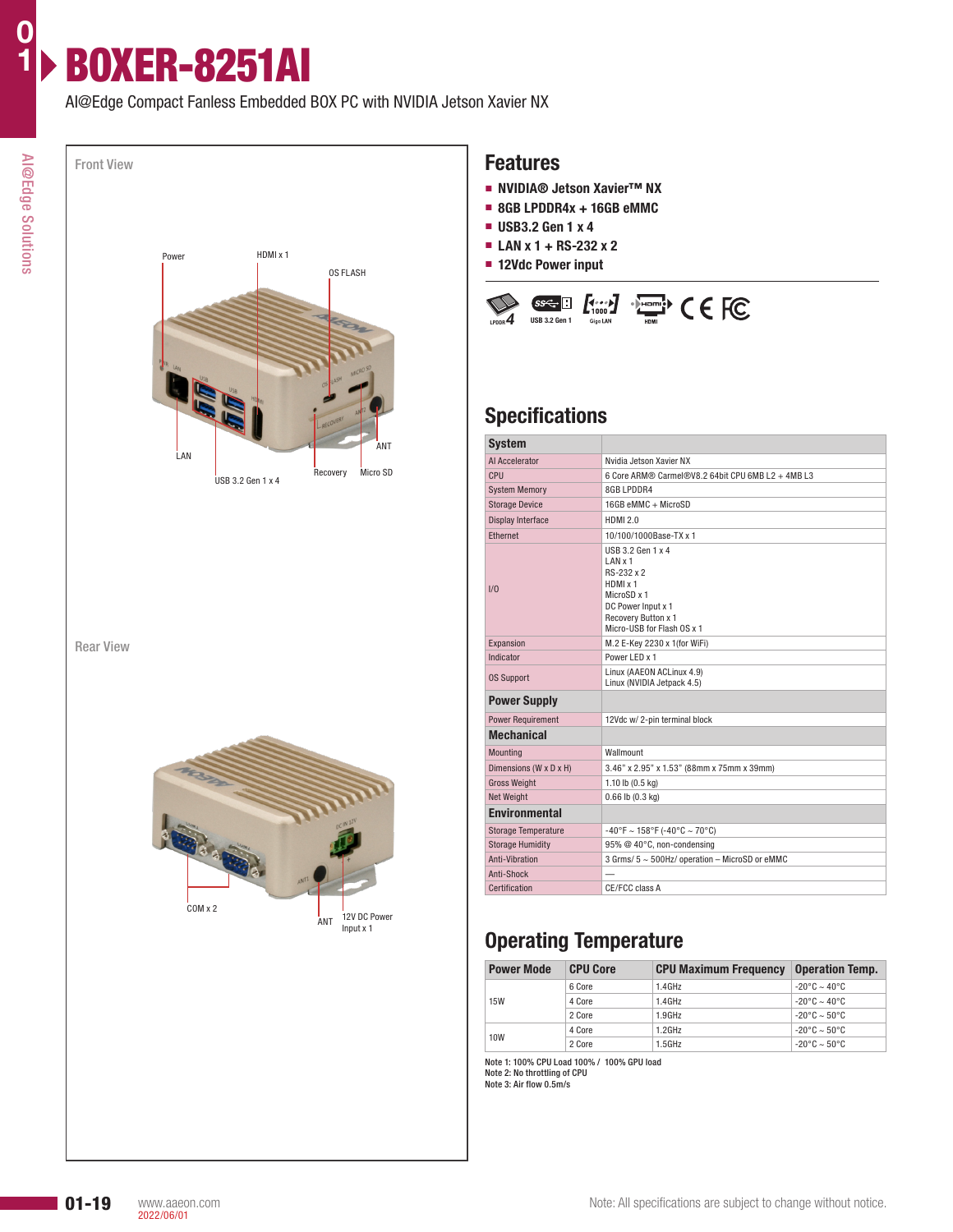# BOXER-8251AI

AI@Edge Compact Fanless Embedded BOX PC with NVIDIA Jetson Xavier NX

Front View

Power · HDMI x 1 · OS FLASH · LAN · USB 3.2 Gen 1 x 4 · Recovery · Micro SD · ANT

Rear View

COM x 2 · ANT · 12V DC Power Input x 1

## Features

- NVIDIA® Jetson Xavier™ NX
- 8GB LPDDR4x + 16GB eMMC
- USB3.2 Gen 1 x 4
- LAN x 1 + RS-232 x 2
- 12Vdc Power input

LPDDR4 · USB 3.2 Gen 1 · Giga LAN · HDMI · CE · FC

## Specifications

| **System** | |
|---|---|
| AI Accelerator | Nvidia Jetson Xavier NX |
| CPU | 6 Core ARM® Carmel®V8.2 64bit CPU 6MB L2 + 4MB L3 |
| System Memory | 8GB LPDDR4 |
| Storage Device | 16GB eMMC + MicroSD |
| Display Interface | HDMI 2.0 |
| Ethernet | 10/100/1000Base-TX x 1 |
| I/O | USB 3.2 Gen 1 x 4<br>LAN x 1<br>RS-232 x 2<br>HDMI x 1<br>MicroSD x 1<br>DC Power Input x 1<br>Recovery Button x 1<br>Micro-USB for Flash OS x 1 |
| Expansion | M.2 E-Key 2230 x 1(for WiFi) |
| Indicator | Power LED x 1 |
| OS Support | Linux (AAEON ACLinux 4.9)<br>Linux (NVIDIA Jetpack 4.5) |
| **Power Supply** | |
| Power Requirement | 12Vdc w/ 2-pin terminal block |
| **Mechanical** | |
| Mounting | Wallmount |
| Dimensions (W x D x H) | 3.46" x 2.95" x 1.53" (88mm x 75mm x 39mm) |
| Gross Weight | 1.10 lb (0.5 kg) |
| Net Weight | 0.66 lb (0.3 kg) |
| **Environmental** | |
| Storage Temperature | -40°F ~ 158°F (-40°C ~ 70°C) |
| Storage Humidity | 95% @ 40°C, non-condensing |
| Anti-Vibration | 3 Grms/ 5 ~ 500Hz/ operation – MicroSD or eMMC |
| Anti-Shock | — |
| Certification | CE/FCC class A |

## Operating Temperature

| Power Mode | CPU Core | CPU Maximum Frequency | Operation Temp. |
|---|---|---|---|
| 15W | 6 Core | 1.4GHz | -20°C ~ 40°C |
| | 4 Core | 1.4GHz | -20°C ~ 40°C |
| | 2 Core | 1.9GHz | -20°C ~ 50°C |
| 10W | 4 Core | 1.2GHz | -20°C ~ 50°C |
| | 2 Core | 1.5GHz | -20°C ~ 50°C |

Note 1: 100% CPU Load 100% / 100% GPU load
Note 2: No throttling of CPU
Note 3: Air flow 0.5m/s

www.aaeon.com
2022/06/01

Note: All specifications are subject to change without notice.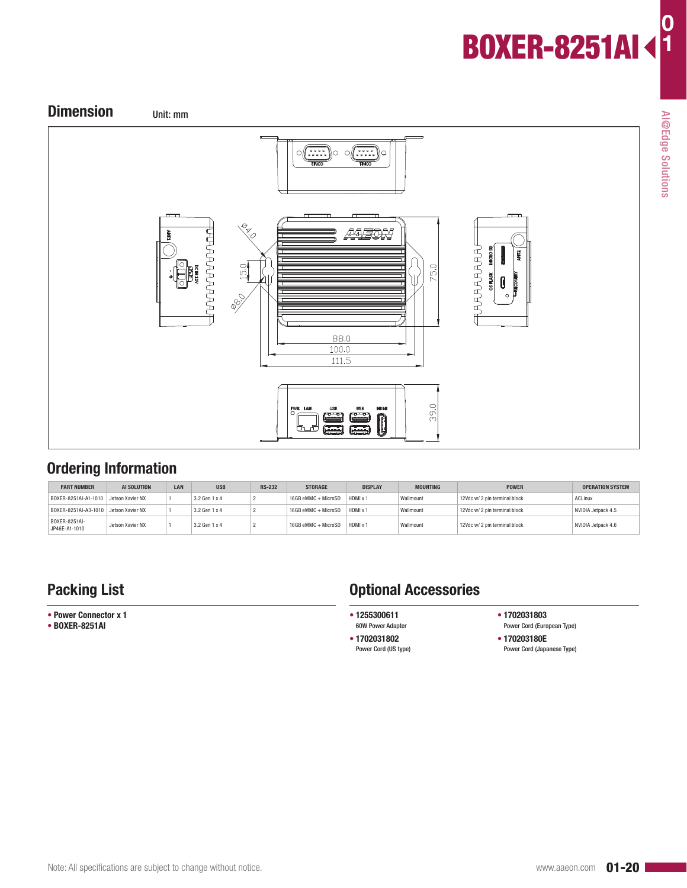## Dimension

Unit: mm

Ø4.0
15.0
Ø8.0
75.0
88.0
100.0
111.5
39.0

## Ordering Information

| PART NUMBER | AI SOLUTION | LAN | USB | RS-232 | STORAGE | DISPLAY | MOUNTING | POWER | OPERATION SYSTEM |
|---|---|---|---|---|---|---|---|---|---|
| BOXER-8251AI-A1-1010 | Jetson Xavier NX | 1 | 3.2 Gen 1 x 4 | 2 | 16GB eMMC + MicroSD | HDMI x 1 | Wallmount | 12Vdc w/ 2 pin terminal block | ACLinux |
| BOXER-8251AI-A3-1010 | Jetson Xavier NX | 1 | 3.2 Gen 1 x 4 | 2 | 16GB eMMC + MicroSD | HDMI x 1 | Wallmount | 12Vdc w/ 2 pin terminal block | NVIDIA Jetpack 4.5 |
| BOXER-8251AI-JP46E-A1-1010 | Jetson Xavier NX | 1 | 3.2 Gen 1 x 4 | 2 | 16GB eMMC + MicroSD | HDMI x 1 | Wallmount | 12Vdc w/ 2 pin terminal block | NVIDIA Jetpack 4.6 |

## Packing List

- **Power Connector x 1**
- **BOXER-8251AI**

## Optional Accessories

- **1255300611**
  60W Power Adapter
- **1702031802**
  Power Cord (US type)
- **1702031803**
  Power Cord (European Type)
- **170203180E**
  Power Cord (Japanese Type)

Note: All specifications are subject to change without notice.